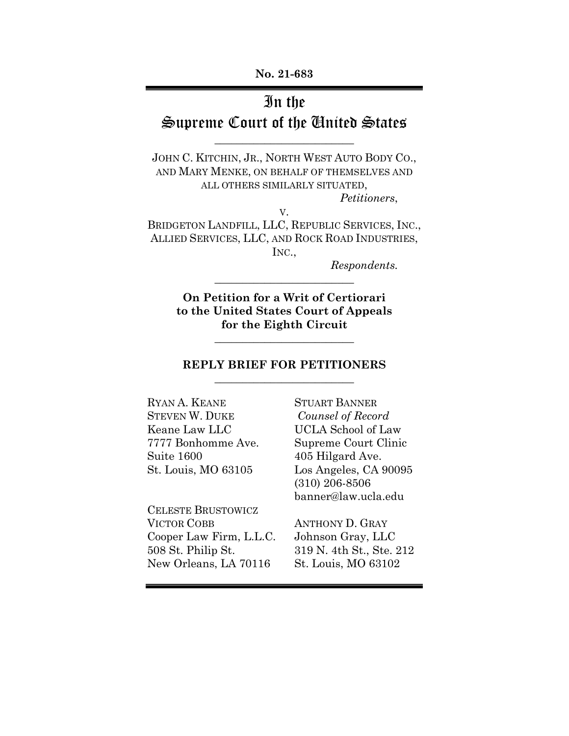**No. 21-683**

# In the Supreme Court of the United States

---

JOHN C. KITCHIN, JR., NORTH WEST AUTO BODY CO., AND MARY MENKE, ON BEHALF OF THEMSELVES AND ALL OTHERS SIMILARLY SITUATED,

*Petitioners*,

v.

BRIDGETON LANDFILL, LLC, REPUBLIC SERVICES, INC., ALLIED SERVICES, LLC, AND ROCK ROAD INDUSTRIES, INC.,

*Respondents.*

---

**On Petition for a Writ of Certiorari to the United States Court of Appeals for the Eighth Circuit**

---

**REPLY BRIEF FOR PETITIONERS**

---

RYAN A. KEANE
STEVEN W. DUKE
Keane Law LLC
7777 Bonhomme Ave.
Suite 1600
St. Louis, MO 63105

CELESTE BRUSTOWICZ
VICTOR COBB
Cooper Law Firm, L.L.C.
508 St. Philip St.
New Orleans, LA 70116

STUART BANNER
*Counsel of Record*
UCLA School of Law
Supreme Court Clinic
405 Hilgard Ave.
Los Angeles, CA 90095
(310) 206-8506
banner@law.ucla.edu

ANTHONY D. GRAY
Johnson Gray, LLC
319 N. 4th St., Ste. 212
St. Louis, MO 63102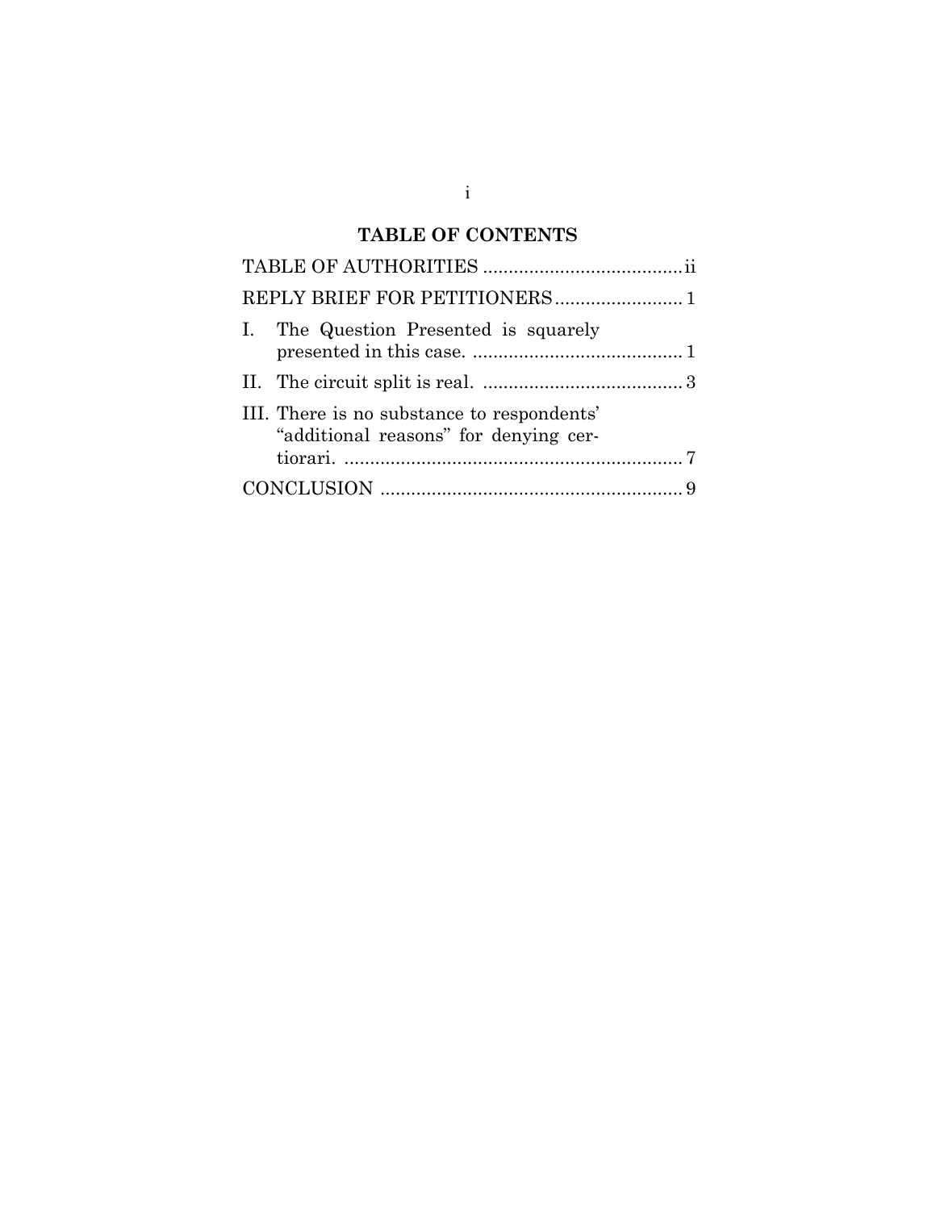## TABLE OF CONTENTS

| | |
|---|---|
| TABLE OF AUTHORITIES | ii |
| REPLY BRIEF FOR PETITIONERS | 1 |
| I. The Question Presented is squarely presented in this case. | 1 |
| II. The circuit split is real. | 3 |
| III. There is no substance to respondents' "additional reasons" for denying certiorari. | 7 |
| CONCLUSION | 9 |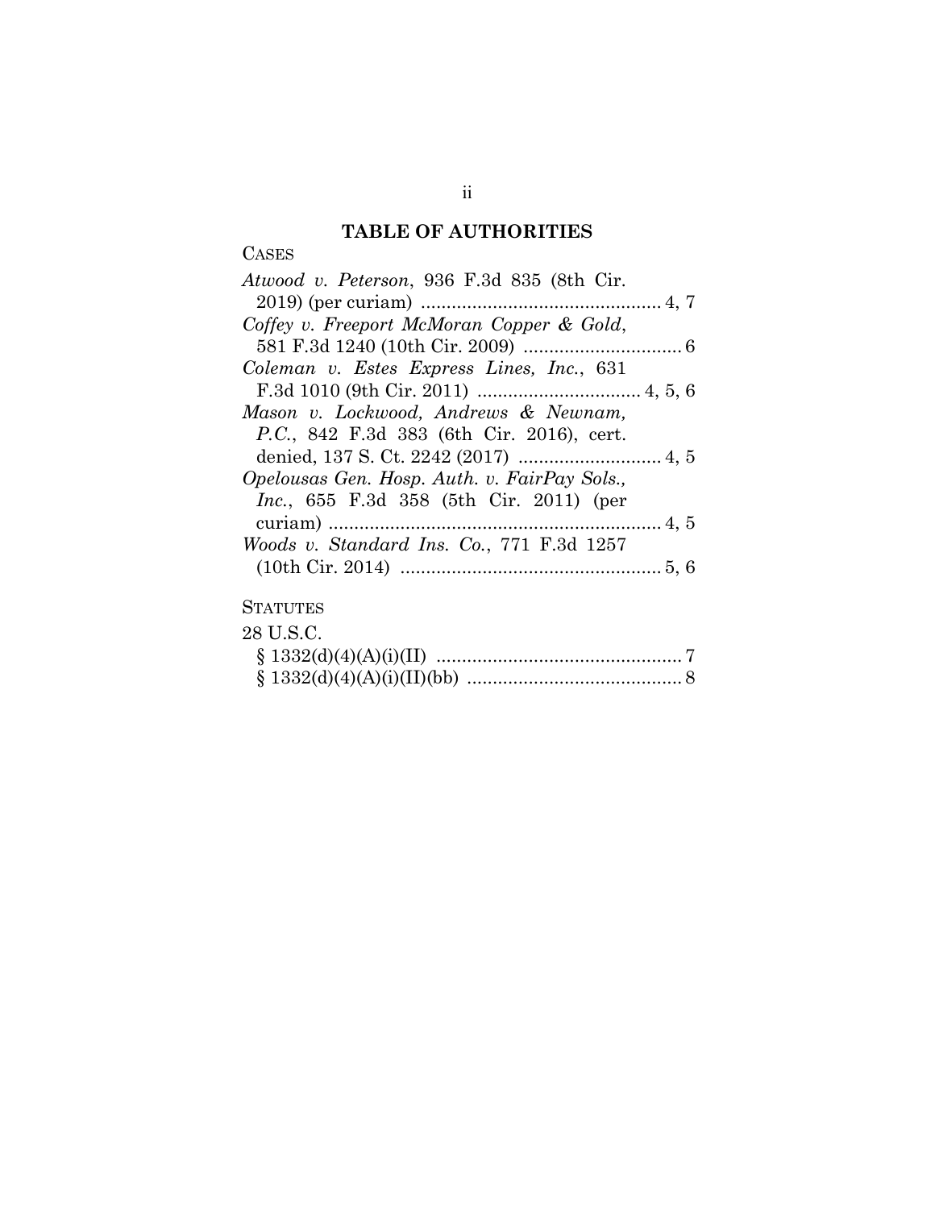# TABLE OF AUTHORITIES

CASES

*Atwood v. Peterson*, 936 F.3d 835 (8th Cir. 2019) (per curiam) ............................................... 4, 7

*Coffey v. Freeport McMoran Copper & Gold*, 581 F.3d 1240 (10th Cir. 2009) ............................... 6

*Coleman v. Estes Express Lines, Inc.*, 631 F.3d 1010 (9th Cir. 2011) ................................ 4, 5, 6

*Mason v. Lockwood, Andrews & Newnam, P.C.*, 842 F.3d 383 (6th Cir. 2016), cert. denied, 137 S. Ct. 2242 (2017) ............................ 4, 5

*Opelousas Gen. Hosp. Auth. v. FairPay Sols., Inc.*, 655 F.3d 358 (5th Cir. 2011) (per curiam) ................................................................. 4, 5

*Woods v. Standard Ins. Co.*, 771 F.3d 1257 (10th Cir. 2014) ................................................... 5, 6

STATUTES

28 U.S.C.

§ 1332(d)(4)(A)(i)(II) ................................................ 7

§ 1332(d)(4)(A)(i)(II)(bb) .......................................... 8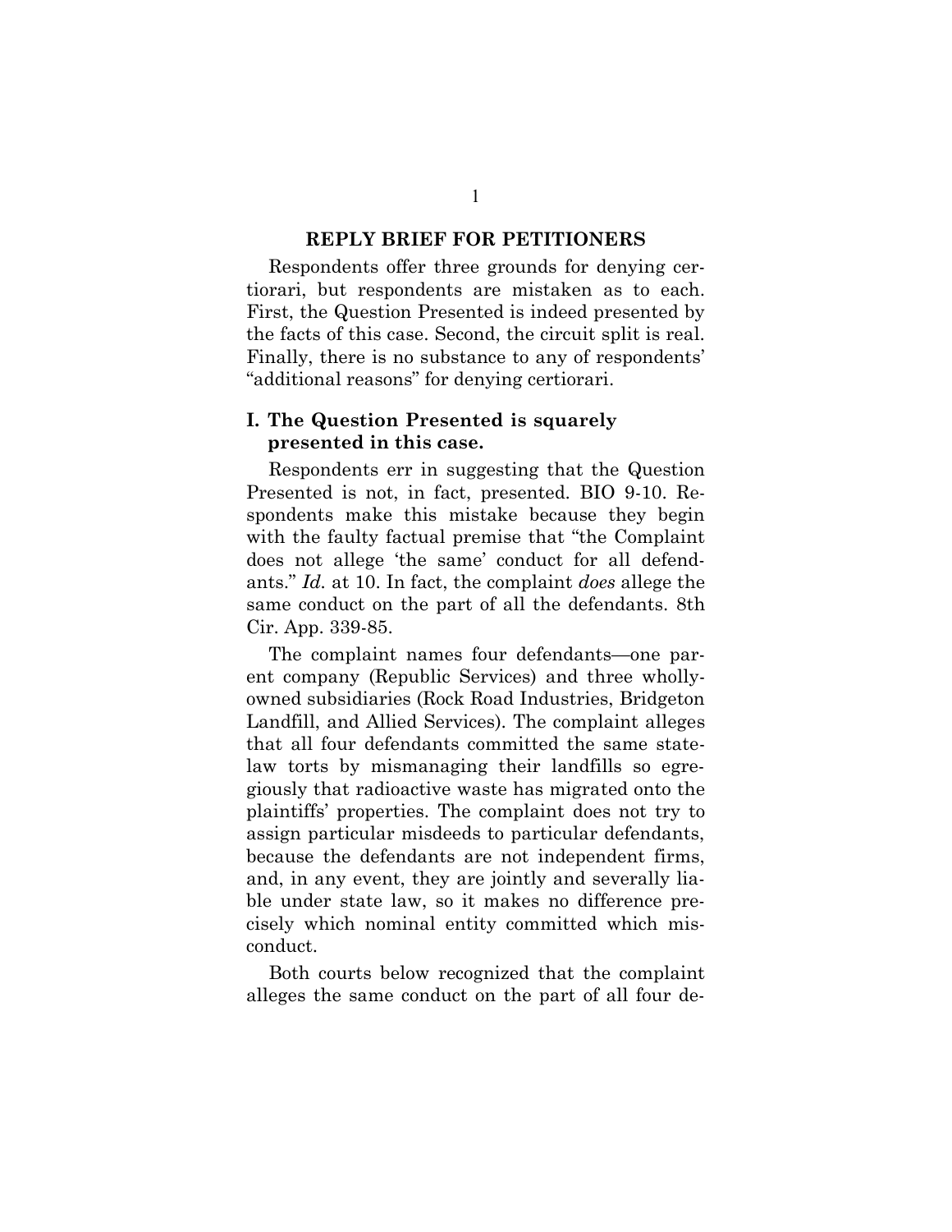## REPLY BRIEF FOR PETITIONERS

Respondents offer three grounds for denying certiorari, but respondents are mistaken as to each. First, the Question Presented is indeed presented by the facts of this case. Second, the circuit split is real. Finally, there is no substance to any of respondents' "additional reasons" for denying certiorari.

### I. The Question Presented is squarely presented in this case.

Respondents err in suggesting that the Question Presented is not, in fact, presented. BIO 9-10. Respondents make this mistake because they begin with the faulty factual premise that "the Complaint does not allege 'the same' conduct for all defendants." *Id.* at 10. In fact, the complaint *does* allege the same conduct on the part of all the defendants. 8th Cir. App. 339-85.

The complaint names four defendants—one parent company (Republic Services) and three wholly-owned subsidiaries (Rock Road Industries, Bridgeton Landfill, and Allied Services). The complaint alleges that all four defendants committed the same state-law torts by mismanaging their landfills so egregiously that radioactive waste has migrated onto the plaintiffs' properties. The complaint does not try to assign particular misdeeds to particular defendants, because the defendants are not independent firms, and, in any event, they are jointly and severally liable under state law, so it makes no difference precisely which nominal entity committed which misconduct.

Both courts below recognized that the complaint alleges the same conduct on the part of all four de-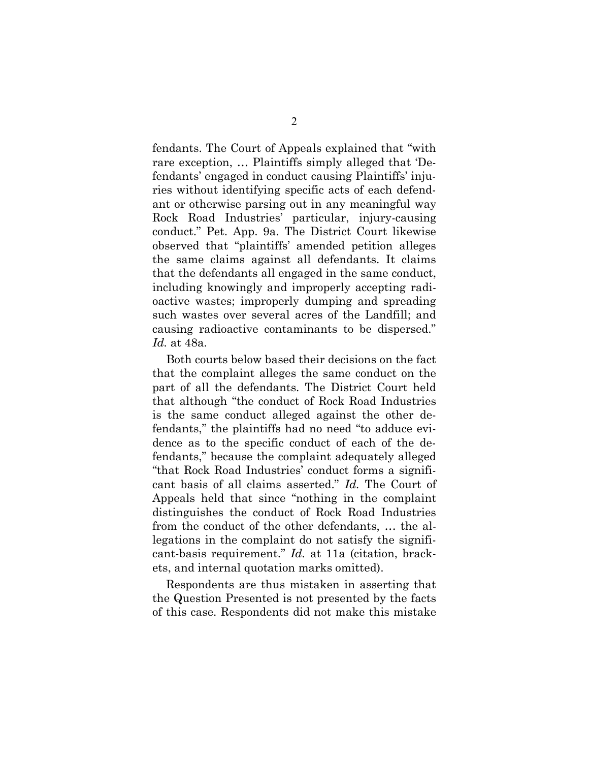fendants. The Court of Appeals explained that "with rare exception, … Plaintiffs simply alleged that 'Defendants' engaged in conduct causing Plaintiffs' injuries without identifying specific acts of each defendant or otherwise parsing out in any meaningful way Rock Road Industries' particular, injury-causing conduct." Pet. App. 9a. The District Court likewise observed that "plaintiffs' amended petition alleges the same claims against all defendants. It claims that the defendants all engaged in the same conduct, including knowingly and improperly accepting radioactive wastes; improperly dumping and spreading such wastes over several acres of the Landfill; and causing radioactive contaminants to be dispersed." *Id.* at 48a.

Both courts below based their decisions on the fact that the complaint alleges the same conduct on the part of all the defendants. The District Court held that although "the conduct of Rock Road Industries is the same conduct alleged against the other defendants," the plaintiffs had no need "to adduce evidence as to the specific conduct of each of the defendants," because the complaint adequately alleged "that Rock Road Industries' conduct forms a significant basis of all claims asserted." *Id.* The Court of Appeals held that since "nothing in the complaint distinguishes the conduct of Rock Road Industries from the conduct of the other defendants, … the allegations in the complaint do not satisfy the significant-basis requirement." *Id.* at 11a (citation, brackets, and internal quotation marks omitted).

Respondents are thus mistaken in asserting that the Question Presented is not presented by the facts of this case. Respondents did not make this mistake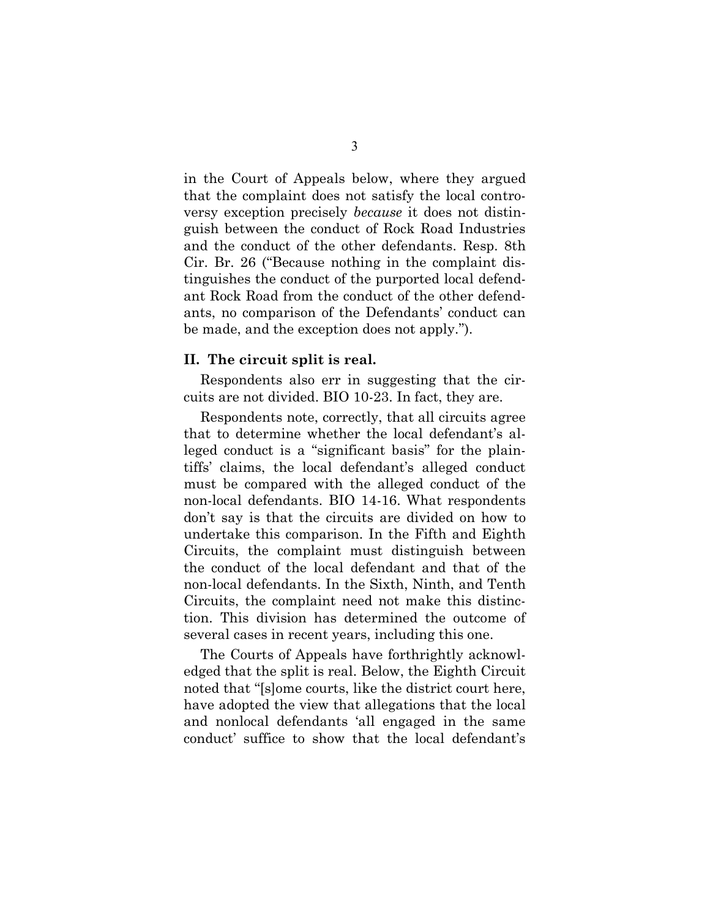in the Court of Appeals below, where they argued that the complaint does not satisfy the local controversy exception precisely *because* it does not distinguish between the conduct of Rock Road Industries and the conduct of the other defendants. Resp. 8th Cir. Br. 26 ("Because nothing in the complaint distinguishes the conduct of the purported local defendant Rock Road from the conduct of the other defendants, no comparison of the Defendants' conduct can be made, and the exception does not apply.").

## II. The circuit split is real.

Respondents also err in suggesting that the circuits are not divided. BIO 10-23. In fact, they are.

Respondents note, correctly, that all circuits agree that to determine whether the local defendant's alleged conduct is a "significant basis" for the plaintiffs' claims, the local defendant's alleged conduct must be compared with the alleged conduct of the non-local defendants. BIO 14-16. What respondents don't say is that the circuits are divided on how to undertake this comparison. In the Fifth and Eighth Circuits, the complaint must distinguish between the conduct of the local defendant and that of the non-local defendants. In the Sixth, Ninth, and Tenth Circuits, the complaint need not make this distinction. This division has determined the outcome of several cases in recent years, including this one.

The Courts of Appeals have forthrightly acknowledged that the split is real. Below, the Eighth Circuit noted that "[s]ome courts, like the district court here, have adopted the view that allegations that the local and nonlocal defendants 'all engaged in the same conduct' suffice to show that the local defendant's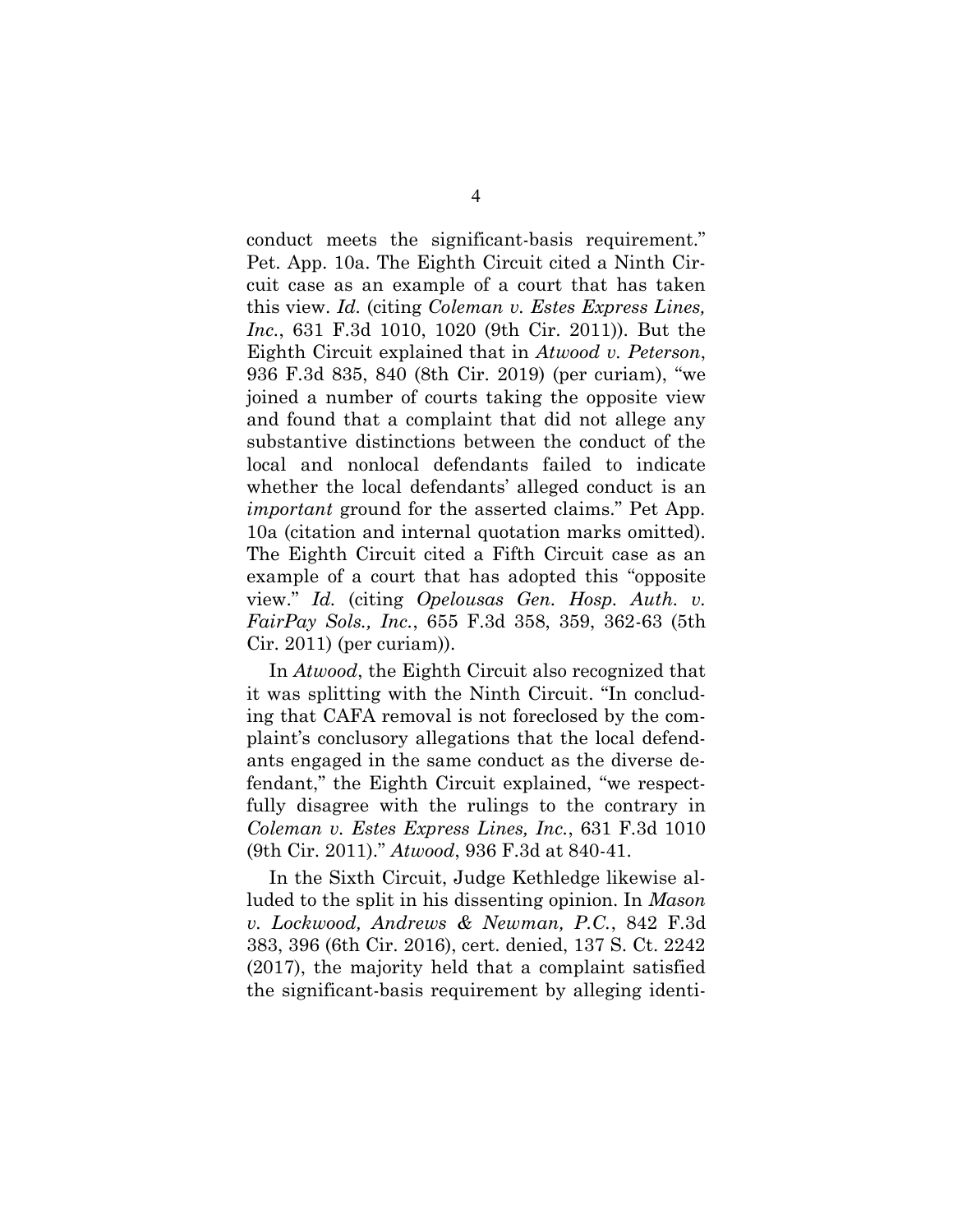conduct meets the significant-basis requirement." Pet. App. 10a. The Eighth Circuit cited a Ninth Circuit case as an example of a court that has taken this view. *Id.* (citing *Coleman v. Estes Express Lines, Inc.*, 631 F.3d 1010, 1020 (9th Cir. 2011)). But the Eighth Circuit explained that in *Atwood v. Peterson*, 936 F.3d 835, 840 (8th Cir. 2019) (per curiam), "we joined a number of courts taking the opposite view and found that a complaint that did not allege any substantive distinctions between the conduct of the local and nonlocal defendants failed to indicate whether the local defendants' alleged conduct is an *important* ground for the asserted claims." Pet App. 10a (citation and internal quotation marks omitted). The Eighth Circuit cited a Fifth Circuit case as an example of a court that has adopted this "opposite view." *Id.* (citing *Opelousas Gen. Hosp. Auth. v. FairPay Sols., Inc.*, 655 F.3d 358, 359, 362-63 (5th Cir. 2011) (per curiam)).

In *Atwood*, the Eighth Circuit also recognized that it was splitting with the Ninth Circuit. "In concluding that CAFA removal is not foreclosed by the complaint's conclusory allegations that the local defendants engaged in the same conduct as the diverse defendant," the Eighth Circuit explained, "we respectfully disagree with the rulings to the contrary in *Coleman v. Estes Express Lines, Inc.*, 631 F.3d 1010 (9th Cir. 2011)." *Atwood*, 936 F.3d at 840-41.

In the Sixth Circuit, Judge Kethledge likewise alluded to the split in his dissenting opinion. In *Mason v. Lockwood, Andrews & Newman, P.C.*, 842 F.3d 383, 396 (6th Cir. 2016), cert. denied, 137 S. Ct. 2242 (2017), the majority held that a complaint satisfied the significant-basis requirement by alleging identi-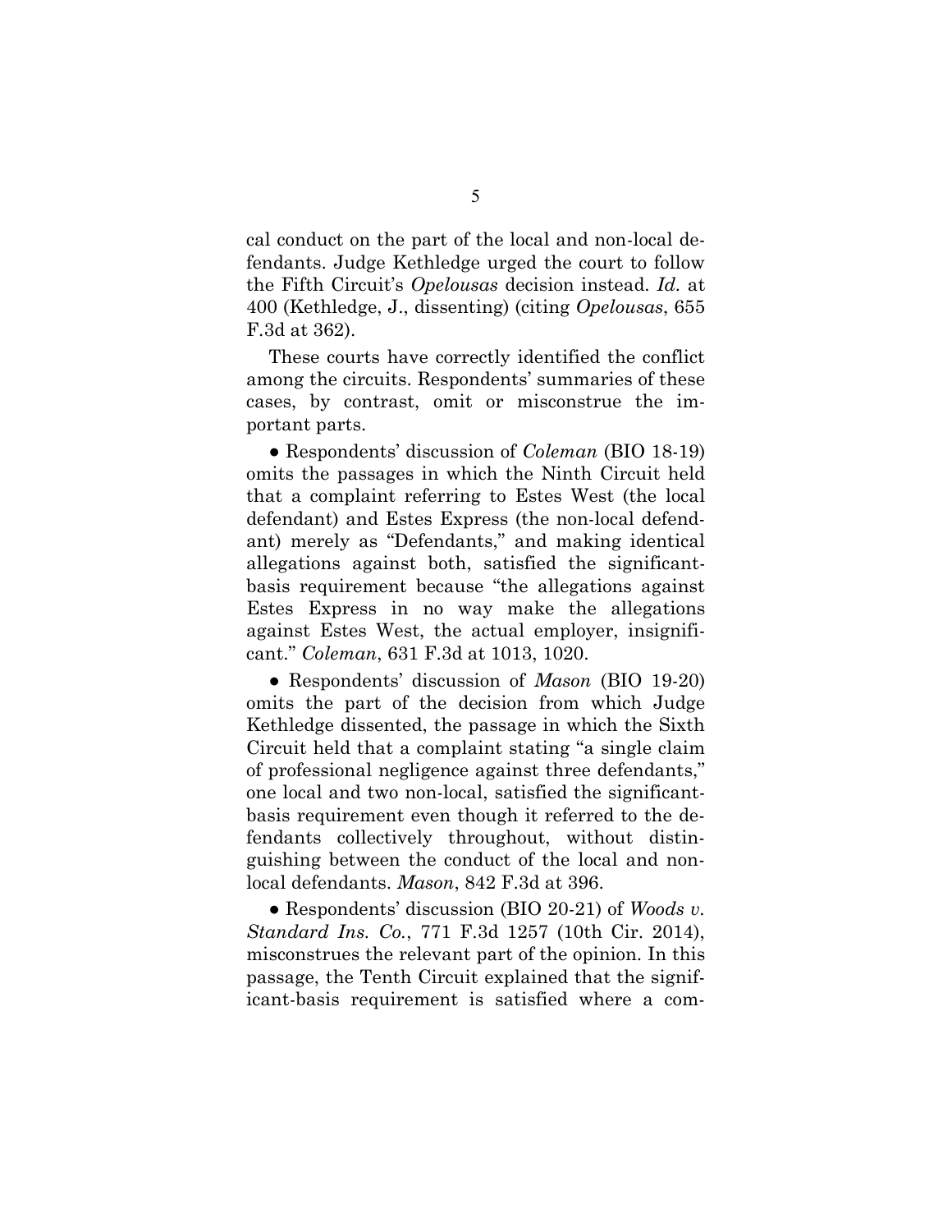cal conduct on the part of the local and non-local defendants. Judge Kethledge urged the court to follow the Fifth Circuit's *Opelousas* decision instead. *Id.* at 400 (Kethledge, J., dissenting) (citing *Opelousas*, 655 F.3d at 362).

These courts have correctly identified the conflict among the circuits. Respondents' summaries of these cases, by contrast, omit or misconstrue the important parts.

● Respondents' discussion of *Coleman* (BIO 18-19) omits the passages in which the Ninth Circuit held that a complaint referring to Estes West (the local defendant) and Estes Express (the non-local defendant) merely as "Defendants," and making identical allegations against both, satisfied the significant-basis requirement because "the allegations against Estes Express in no way make the allegations against Estes West, the actual employer, insignificant." *Coleman*, 631 F.3d at 1013, 1020.

● Respondents' discussion of *Mason* (BIO 19-20) omits the part of the decision from which Judge Kethledge dissented, the passage in which the Sixth Circuit held that a complaint stating "a single claim of professional negligence against three defendants," one local and two non-local, satisfied the significant-basis requirement even though it referred to the defendants collectively throughout, without distinguishing between the conduct of the local and non-local defendants. *Mason*, 842 F.3d at 396.

● Respondents' discussion (BIO 20-21) of *Woods v. Standard Ins. Co.*, 771 F.3d 1257 (10th Cir. 2014), misconstrues the relevant part of the opinion. In this passage, the Tenth Circuit explained that the significant-basis requirement is satisfied where a com-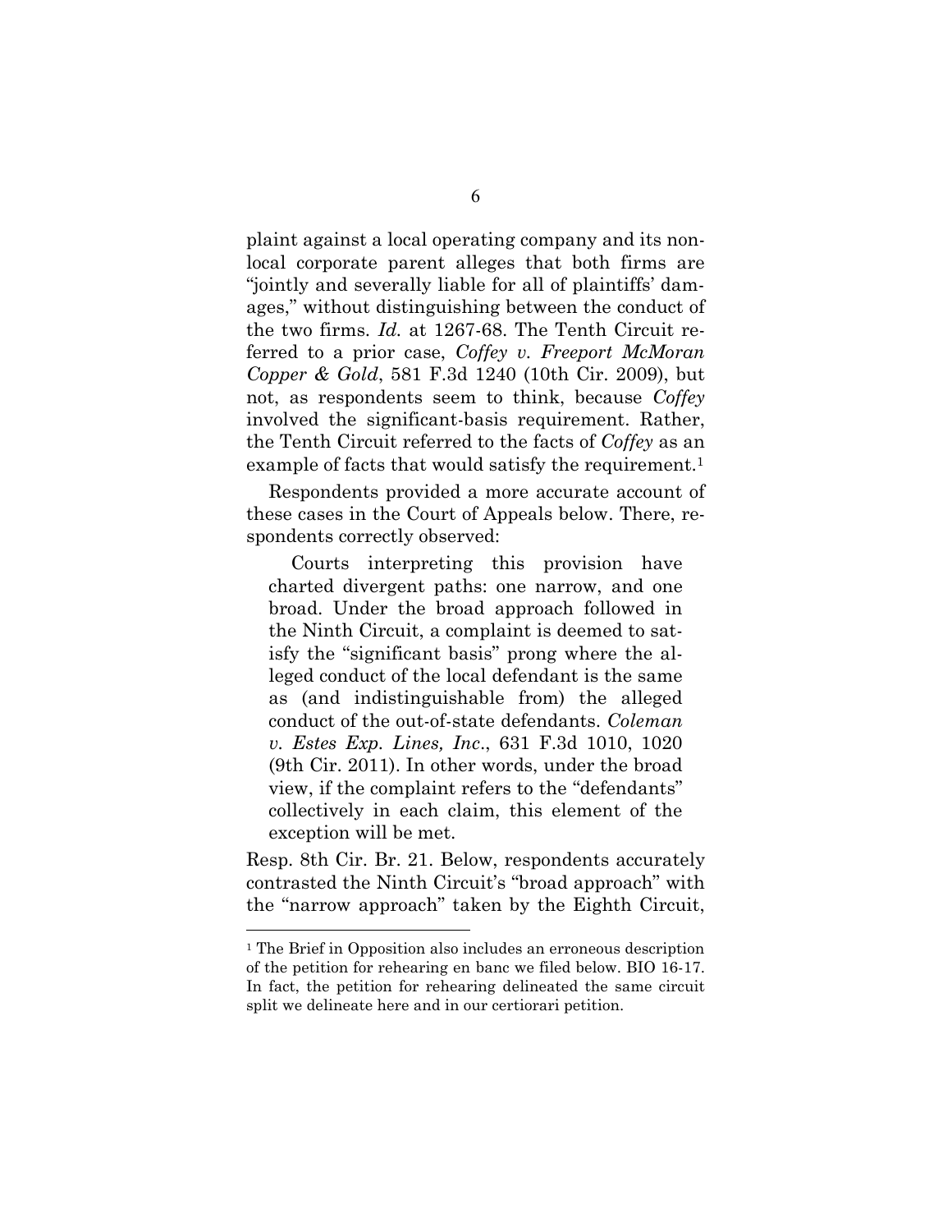plaint against a local operating company and its non-local corporate parent alleges that both firms are "jointly and severally liable for all of plaintiffs' damages," without distinguishing between the conduct of the two firms. *Id.* at 1267-68. The Tenth Circuit referred to a prior case, *Coffey v. Freeport McMoran Copper & Gold*, 581 F.3d 1240 (10th Cir. 2009), but not, as respondents seem to think, because *Coffey* involved the significant-basis requirement. Rather, the Tenth Circuit referred to the facts of *Coffey* as an example of facts that would satisfy the requirement.[1]

Respondents provided a more accurate account of these cases in the Court of Appeals below. There, respondents correctly observed:

> Courts interpreting this provision have charted divergent paths: one narrow, and one broad. Under the broad approach followed in the Ninth Circuit, a complaint is deemed to satisfy the "significant basis" prong where the alleged conduct of the local defendant is the same as (and indistinguishable from) the alleged conduct of the out-of-state defendants. *Coleman v. Estes Exp. Lines, Inc*., 631 F.3d 1010, 1020 (9th Cir. 2011). In other words, under the broad view, if the complaint refers to the "defendants" collectively in each claim, this element of the exception will be met.

Resp. 8th Cir. Br. 21. Below, respondents accurately contrasted the Ninth Circuit's "broad approach" with the "narrow approach" taken by the Eighth Circuit,

---

[1] The Brief in Opposition also includes an erroneous description of the petition for rehearing en banc we filed below. BIO 16-17. In fact, the petition for rehearing delineated the same circuit split we delineate here and in our certiorari petition.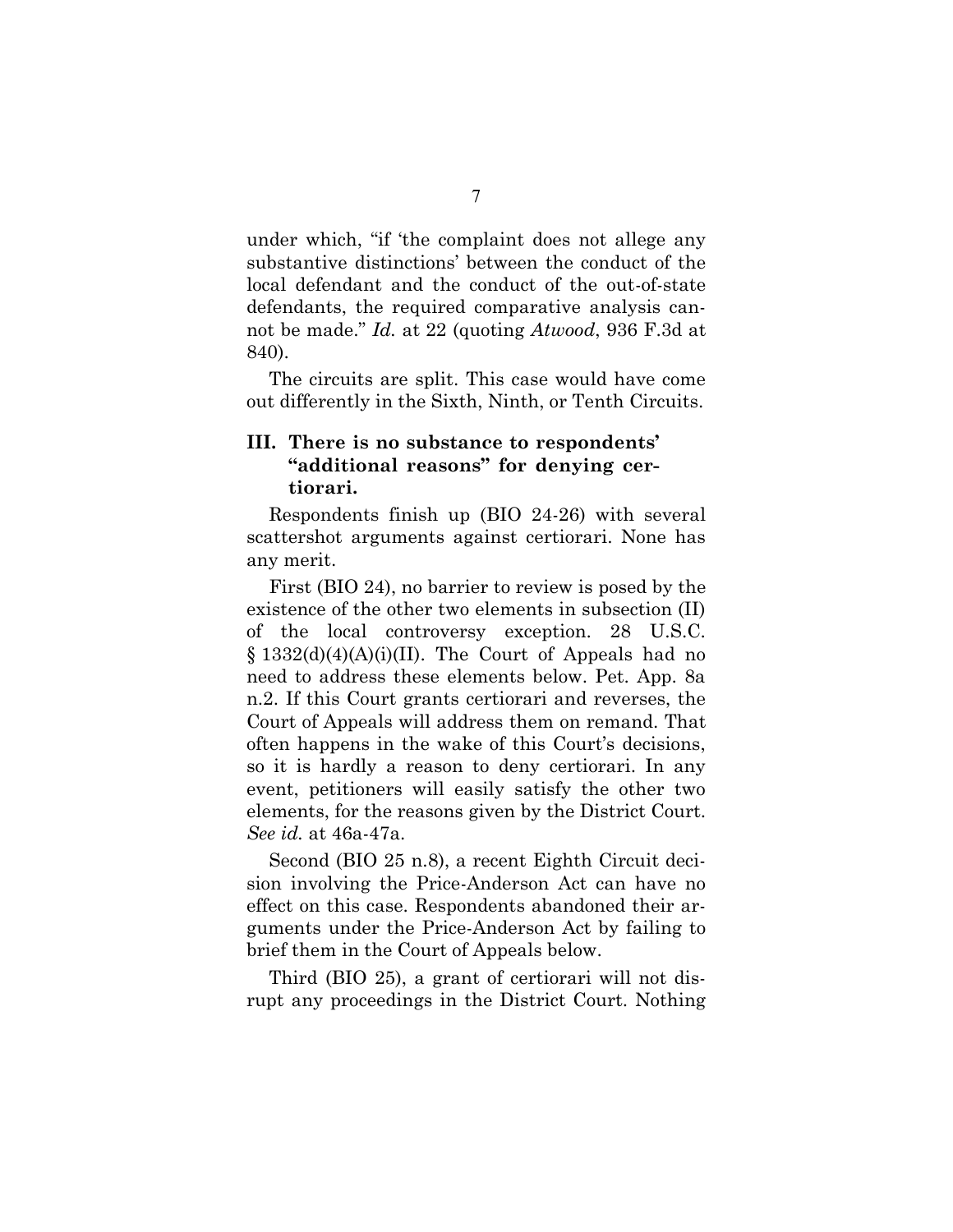under which, "if 'the complaint does not allege any substantive distinctions' between the conduct of the local defendant and the conduct of the out-of-state defendants, the required comparative analysis cannot be made." *Id.* at 22 (quoting *Atwood*, 936 F.3d at 840).

The circuits are split. This case would have come out differently in the Sixth, Ninth, or Tenth Circuits.

### III. There is no substance to respondents' "additional reasons" for denying certiorari.

Respondents finish up (BIO 24-26) with several scattershot arguments against certiorari. None has any merit.

First (BIO 24), no barrier to review is posed by the existence of the other two elements in subsection (II) of the local controversy exception. 28 U.S.C. § 1332(d)(4)(A)(i)(II). The Court of Appeals had no need to address these elements below. Pet. App. 8a n.2. If this Court grants certiorari and reverses, the Court of Appeals will address them on remand. That often happens in the wake of this Court's decisions, so it is hardly a reason to deny certiorari. In any event, petitioners will easily satisfy the other two elements, for the reasons given by the District Court. *See id.* at 46a-47a.

Second (BIO 25 n.8), a recent Eighth Circuit decision involving the Price-Anderson Act can have no effect on this case. Respondents abandoned their arguments under the Price-Anderson Act by failing to brief them in the Court of Appeals below.

Third (BIO 25), a grant of certiorari will not disrupt any proceedings in the District Court. Nothing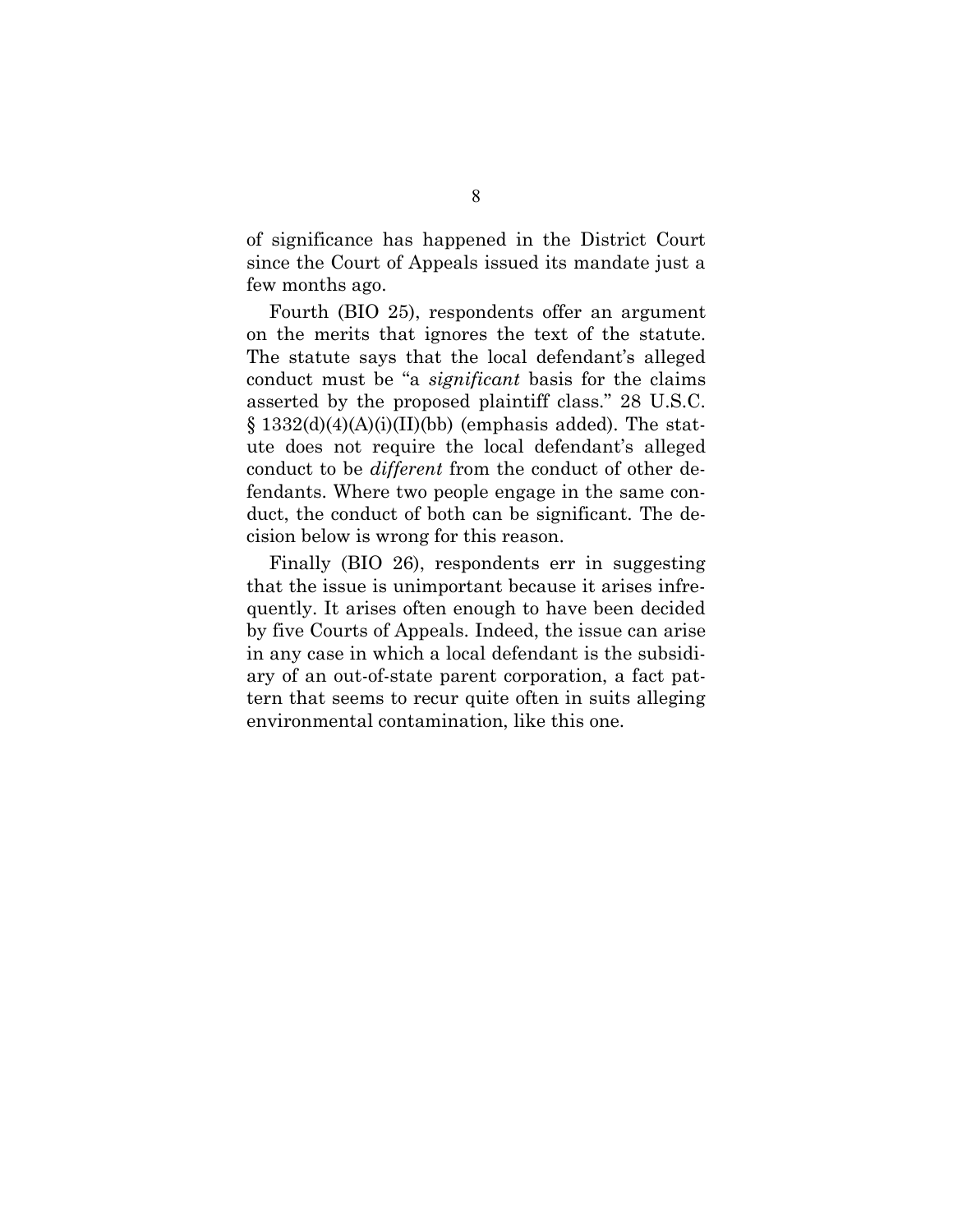of significance has happened in the District Court since the Court of Appeals issued its mandate just a few months ago.

Fourth (BIO 25), respondents offer an argument on the merits that ignores the text of the statute. The statute says that the local defendant's alleged conduct must be "a *significant* basis for the claims asserted by the proposed plaintiff class." 28 U.S.C. § 1332(d)(4)(A)(i)(II)(bb) (emphasis added). The statute does not require the local defendant's alleged conduct to be *different* from the conduct of other defendants. Where two people engage in the same conduct, the conduct of both can be significant. The decision below is wrong for this reason.

Finally (BIO 26), respondents err in suggesting that the issue is unimportant because it arises infrequently. It arises often enough to have been decided by five Courts of Appeals. Indeed, the issue can arise in any case in which a local defendant is the subsidiary of an out-of-state parent corporation, a fact pattern that seems to recur quite often in suits alleging environmental contamination, like this one.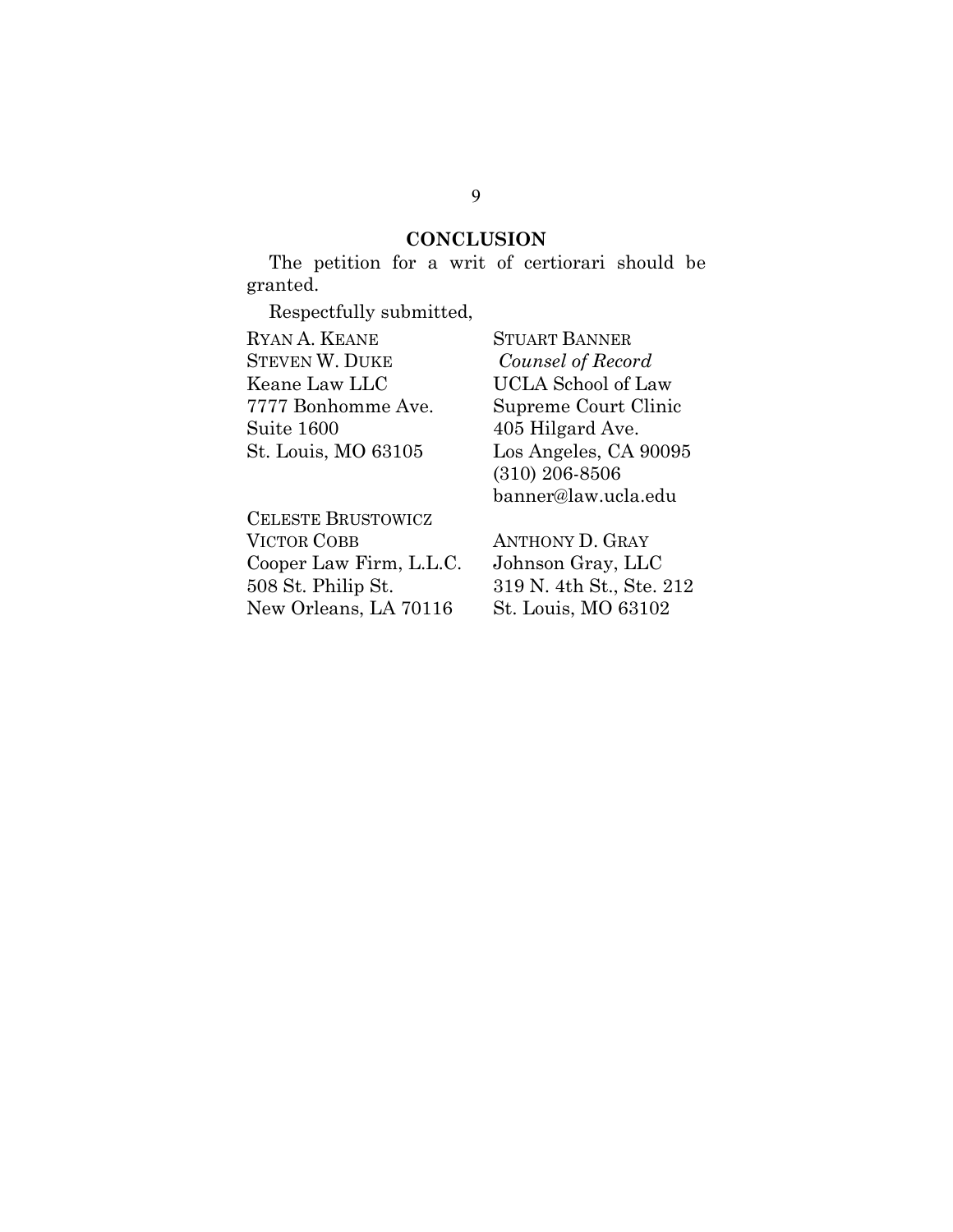## CONCLUSION

The petition for a writ of certiorari should be granted.

Respectfully submitted,

RYAN A. KEANE
STEVEN W. DUKE
Keane Law LLC
7777 Bonhomme Ave.
Suite 1600
St. Louis, MO 63105

STUART BANNER
*Counsel of Record*
UCLA School of Law
Supreme Court Clinic
405 Hilgard Ave.
Los Angeles, CA 90095
(310) 206-8506
banner@law.ucla.edu

CELESTE BRUSTOWICZ
VICTOR COBB
Cooper Law Firm, L.L.C.
508 St. Philip St.
New Orleans, LA 70116

ANTHONY D. GRAY
Johnson Gray, LLC
319 N. 4th St., Ste. 212
St. Louis, MO 63102